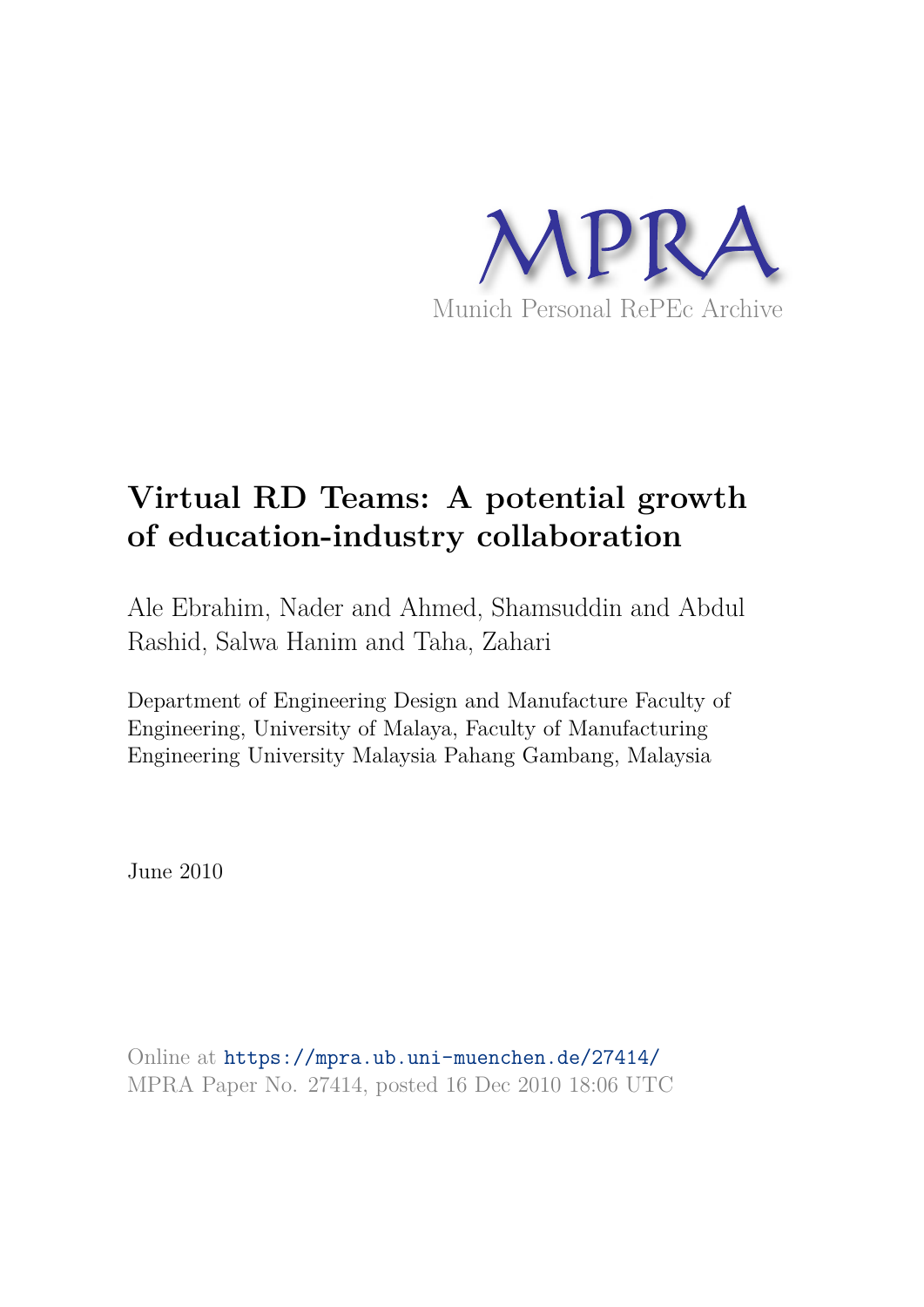MPRA

Munich Personal RePEc Archive

# Virtual RD Teams: A potential growth of education-industry collaboration

Ale Ebrahim, Nader and Ahmed, Shamsuddin and Abdul Rashid, Salwa Hanim and Taha, Zahari

Department of Engineering Design and Manufacture Faculty of Engineering, University of Malaya, Faculty of Manufacturing Engineering University Malaysia Pahang Gambang, Malaysia

June 2010

Online at https://mpra.ub.uni-muenchen.de/27414/
MPRA Paper No. 27414, posted 16 Dec 2010 18:06 UTC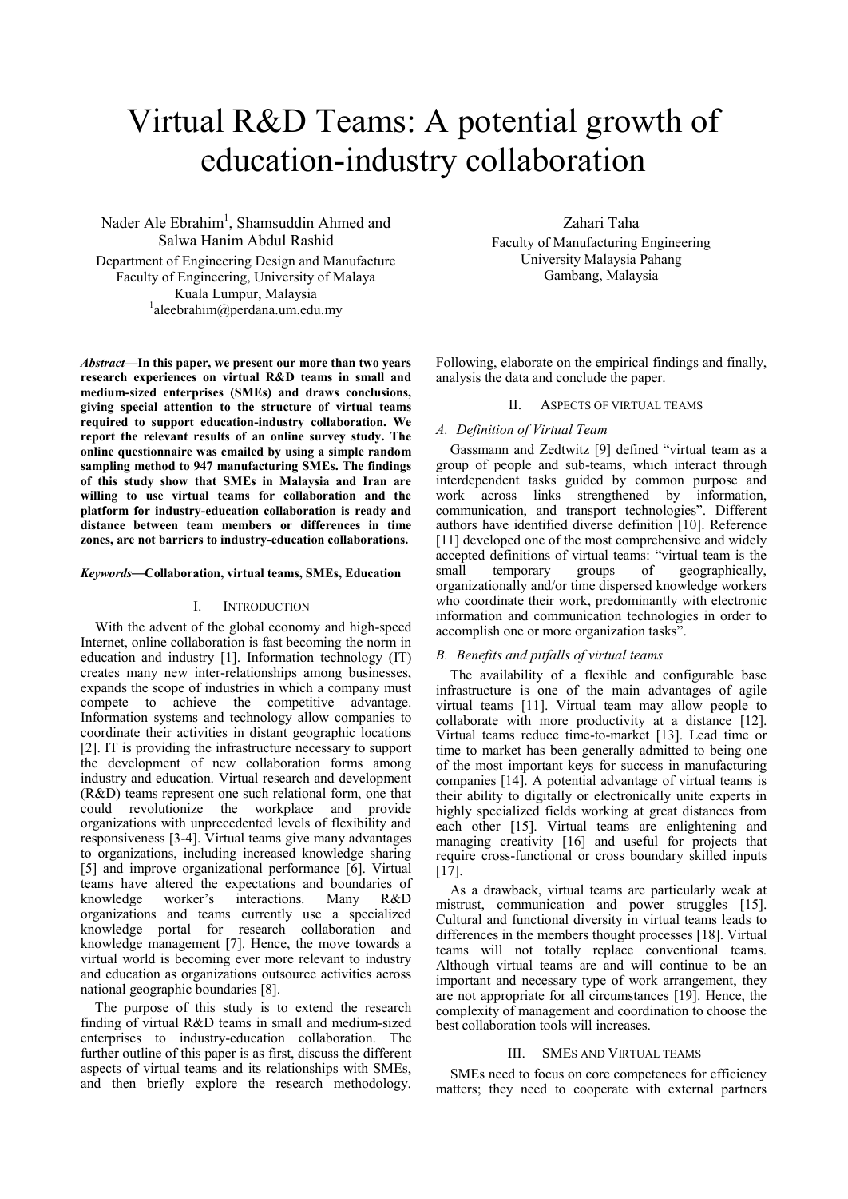# Virtual R&D Teams: A potential growth of education-industry collaboration

Nader Ale Ebrahim[1], Shamsuddin Ahmed and Salwa Hanim Abdul Rashid
Department of Engineering Design and Manufacture
Faculty of Engineering, University of Malaya
Kuala Lumpur, Malaysia
[1]aleebrahim@perdana.um.edu.my

Zahari Taha
Faculty of Manufacturing Engineering
University Malaysia Pahang
Gambang, Malaysia

***Abstract*—In this paper, we present our more than two years research experiences on virtual R&D teams in small and medium-sized enterprises (SMEs) and draws conclusions, giving special attention to the structure of virtual teams required to support education-industry collaboration. We report the relevant results of an online survey study. The online questionnaire was emailed by using a simple random sampling method to 947 manufacturing SMEs. The findings of this study show that SMEs in Malaysia and Iran are willing to use virtual teams for collaboration and the platform for industry-education collaboration is ready and distance between team members or differences in time zones, are not barriers to industry-education collaborations.**

***Keywords*—Collaboration, virtual teams, SMEs, Education**

## I. INTRODUCTION

With the advent of the global economy and high-speed Internet, online collaboration is fast becoming the norm in education and industry [1]. Information technology (IT) creates many new inter-relationships among businesses, expands the scope of industries in which a company must compete to achieve the competitive advantage. Information systems and technology allow companies to coordinate their activities in distant geographic locations [2]. IT is providing the infrastructure necessary to support the development of new collaboration forms among industry and education. Virtual research and development (R&D) teams represent one such relational form, one that could revolutionize the workplace and provide organizations with unprecedented levels of flexibility and responsiveness [3-4]. Virtual teams give many advantages to organizations, including increased knowledge sharing [5] and improve organizational performance [6]. Virtual teams have altered the expectations and boundaries of knowledge worker's interactions. Many R&D organizations and teams currently use a specialized knowledge portal for research collaboration and knowledge management [7]. Hence, the move towards a virtual world is becoming ever more relevant to industry and education as organizations outsource activities across national geographic boundaries [8].

The purpose of this study is to extend the research finding of virtual R&D teams in small and medium-sized enterprises to industry-education collaboration. The further outline of this paper is as first, discuss the different aspects of virtual teams and its relationships with SMEs, and then briefly explore the research methodology. Following, elaborate on the empirical findings and finally, analysis the data and conclude the paper.

## II. ASPECTS OF VIRTUAL TEAMS

### A. Definition of Virtual Team

Gassmann and Zedtwitz [9] defined "virtual team as a group of people and sub-teams, which interact through interdependent tasks guided by common purpose and work across links strengthened by information, communication, and transport technologies". Different authors have identified diverse definition [10]. Reference [11] developed one of the most comprehensive and widely accepted definitions of virtual teams: "virtual team is the small temporary groups of geographically, organizationally and/or time dispersed knowledge workers who coordinate their work, predominantly with electronic information and communication technologies in order to accomplish one or more organization tasks".

### B. Benefits and pitfalls of virtual teams

The availability of a flexible and configurable base infrastructure is one of the main advantages of agile virtual teams [11]. Virtual team may allow people to collaborate with more productivity at a distance [12]. Virtual teams reduce time-to-market [13]. Lead time or time to market has been generally admitted to being one of the most important keys for success in manufacturing companies [14]. A potential advantage of virtual teams is their ability to digitally or electronically unite experts in highly specialized fields working at great distances from each other [15]. Virtual teams are enlightening and managing creativity [16] and useful for projects that require cross-functional or cross boundary skilled inputs [17].

As a drawback, virtual teams are particularly weak at mistrust, communication and power struggles [15]. Cultural and functional diversity in virtual teams leads to differences in the members thought processes [18]. Virtual teams will not totally replace conventional teams. Although virtual teams are and will continue to be an important and necessary type of work arrangement, they are not appropriate for all circumstances [19]. Hence, the complexity of management and coordination to choose the best collaboration tools will increases.

## III. SMES AND VIRTUAL TEAMS

SMEs need to focus on core competences for efficiency matters; they need to cooperate with external partners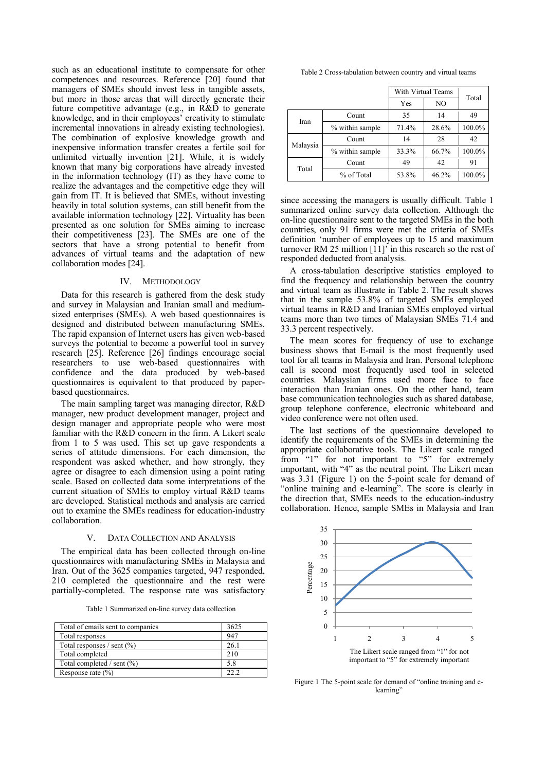such as an educational institute to compensate for other competences and resources. Reference [20] found that managers of SMEs should invest less in tangible assets, but more in those areas that will directly generate their future competitive advantage (e.g., in R&D to generate knowledge, and in their employees' creativity to stimulate incremental innovations in already existing technologies). The combination of explosive knowledge growth and inexpensive information transfer creates a fertile soil for unlimited virtually invention [21]. While, it is widely known that many big corporations have already invested in the information technology (IT) as they have come to realize the advantages and the competitive edge they will gain from IT. It is believed that SMEs, without investing heavily in total solution systems, can still benefit from the available information technology [22]. Virtuality has been presented as one solution for SMEs aiming to increase their competitiveness [23]. The SMEs are one of the sectors that have a strong potential to benefit from advances of virtual teams and the adaptation of new collaboration modes [24].

## IV. Methodology

Data for this research is gathered from the desk study and survey in Malaysian and Iranian small and medium-sized enterprises (SMEs). A web based questionnaires is designed and distributed between manufacturing SMEs. The rapid expansion of Internet users has given web-based surveys the potential to become a powerful tool in survey research [25]. Reference [26] findings encourage social researchers to use web-based questionnaires with confidence and the data produced by web-based questionnaires is equivalent to that produced by paper-based questionnaires.

The main sampling target was managing director, R&D manager, new product development manager, project and design manager and appropriate people who were most familiar with the R&D concern in the firm. A Likert scale from 1 to 5 was used. This set up gave respondents a series of attitude dimensions. For each dimension, the respondent was asked whether, and how strongly, they agree or disagree to each dimension using a point rating scale. Based on collected data some interpretations of the current situation of SMEs to employ virtual R&D teams are developed. Statistical methods and analysis are carried out to examine the SMEs readiness for education-industry collaboration.

## V. Data Collection and Analysis

The empirical data has been collected through on-line questionnaires with manufacturing SMEs in Malaysia and Iran. Out of the 3625 companies targeted, 947 responded, 210 completed the questionnaire and the rest were partially-completed. The response rate was satisfactory since accessing the managers is usually difficult. Table 1 summarized online survey data collection. Although the on-line questionnaire sent to the targeted SMEs in the both countries, only 91 firms were met the criteria of SMEs definition 'number of employees up to 15 and maximum turnover RM 25 million [11]' in this research so the rest of responded deducted from analysis.

Table 1 Summarized on-line survey data collection

| Total of emails sent to companies | 3625 |
|---|---|
| Total responses | 947 |
| Total responses / sent (%) | 26.1 |
| Total completed | 210 |
| Total completed / sent (%) | 5.8 |
| Response rate (%) | 22.2 |

Table 2 Cross-tabulation between country and virtual teams

| | | With Virtual Teams | | Total |
|---|---|---|---|---|
| | | Yes | NO | |
| Iran | Count | 35 | 14 | 49 |
| | % within sample | 71.4% | 28.6% | 100.0% |
| Malaysia | Count | 14 | 28 | 42 |
| | % within sample | 33.3% | 66.7% | 100.0% |
| Total | Count | 49 | 42 | 91 |
| | % of Total | 53.8% | 46.2% | 100.0% |

A cross-tabulation descriptive statistics employed to find the frequency and relationship between the country and virtual team as illustrate in Table 2. The result shows that in the sample 53.8% of targeted SMEs employed virtual teams in R&D and Iranian SMEs employed virtual teams more than two times of Malaysian SMEs 71.4 and 33.3 percent respectively.

The mean scores for frequency of use to exchange business shows that E-mail is the most frequently used tool for all teams in Malaysia and Iran. Personal telephone call is second most frequently used tool in selected countries. Malaysian firms used more face to face interaction than Iranian ones. On the other hand, team base communication technologies such as shared database, group telephone conference, electronic whiteboard and video conference were not often used.

The last sections of the questionnaire developed to identify the requirements of the SMEs in determining the appropriate collaborative tools. The Likert scale ranged from "1" for not important to "5" for extremely important, with "4" as the neutral point. The Likert mean was 3.31 (Figure 1) on the 5-point scale for demand of "online training and e-learning". The score is clearly in the direction that, SMEs needs to the education-industry collaboration. Hence, sample SMEs in Malaysia and Iran

Figure 1 The 5-point scale for demand of "online training and e-learning"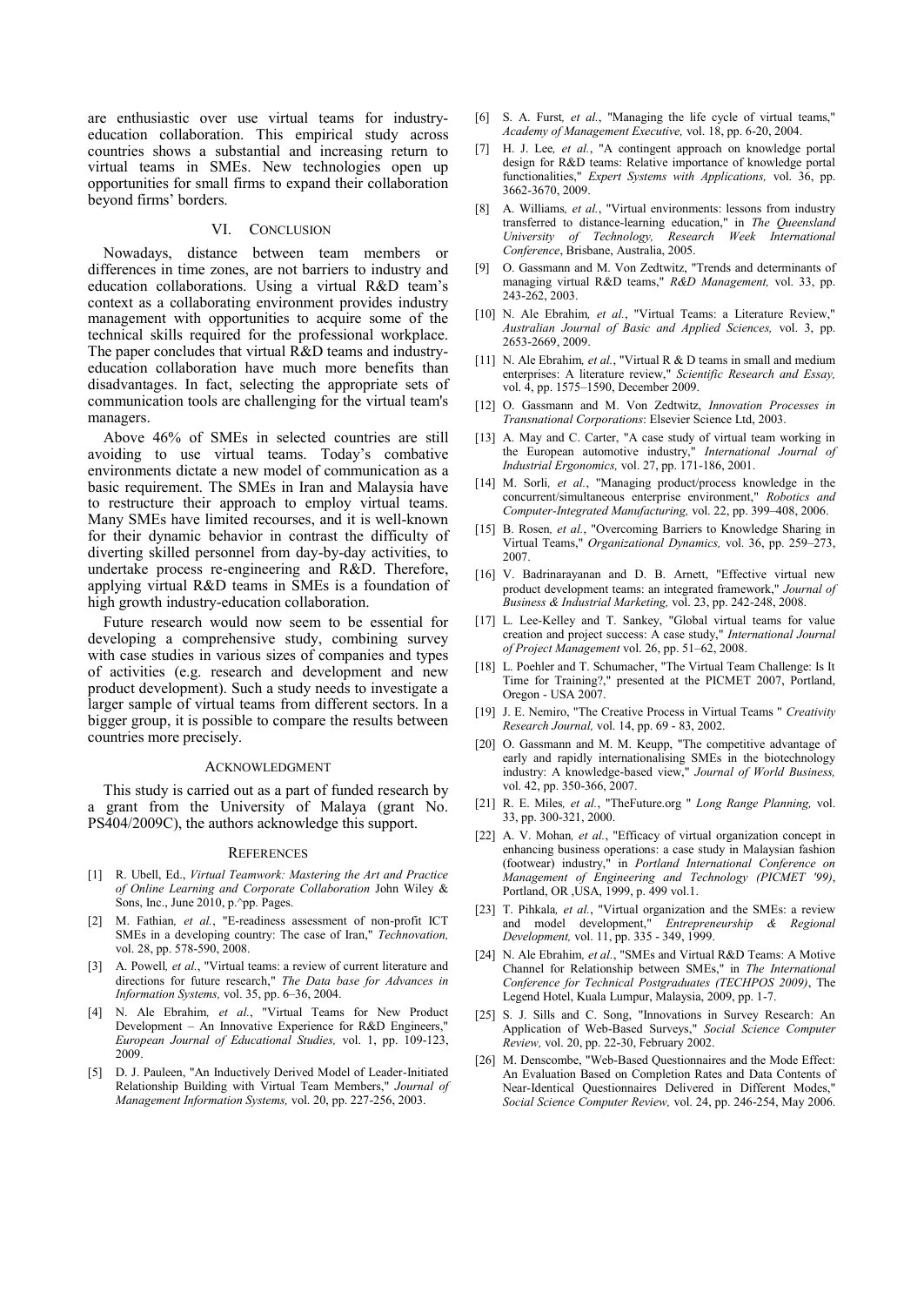are enthusiastic over use virtual teams for industry-education collaboration. This empirical study across countries shows a substantial and increasing return to virtual teams in SMEs. New technologies open up opportunities for small firms to expand their collaboration beyond firms' borders.

## VI. Conclusion

Nowadays, distance between team members or differences in time zones, are not barriers to industry and education collaborations. Using a virtual R&D team's context as a collaborating environment provides industry management with opportunities to acquire some of the technical skills required for the professional workplace. The paper concludes that virtual R&D teams and industry-education collaboration have much more benefits than disadvantages. In fact, selecting the appropriate sets of communication tools are challenging for the virtual team's managers.

Above 46% of SMEs in selected countries are still avoiding to use virtual teams. Today's combative environments dictate a new model of communication as a basic requirement. The SMEs in Iran and Malaysia have to restructure their approach to employ virtual teams. Many SMEs have limited recourses, and it is well-known for their dynamic behavior in contrast the difficulty of diverting skilled personnel from day-by-day activities, to undertake process re-engineering and R&D. Therefore, applying virtual R&D teams in SMEs is a foundation of high growth industry-education collaboration.

Future research would now seem to be essential for developing a comprehensive study, combining survey with case studies in various sizes of companies and types of activities (e.g. research and development and new product development). Such a study needs to investigate a larger sample of virtual teams from different sectors. In a bigger group, it is possible to compare the results between countries more precisely.

## Acknowledgment

This study is carried out as a part of funded research by a grant from the University of Malaya (grant No. PS404/2009C), the authors acknowledge this support.

## References

[1] R. Ubell, Ed., *Virtual Teamwork: Mastering the Art and Practice of Online Learning and Corporate Collaboration* John Wiley & Sons, Inc., June 2010, p.^pp. Pages.

[2] M. Fathian*, et al.*, "E-readiness assessment of non-profit ICT SMEs in a developing country: The case of Iran," *Technovation,* vol. 28, pp. 578-590, 2008.

[3] A. Powell*, et al.*, "Virtual teams: a review of current literature and directions for future research," *The Data base for Advances in Information Systems,* vol. 35, pp. 6–36, 2004.

[4] N. Ale Ebrahim*, et al.*, "Virtual Teams for New Product Development – An Innovative Experience for R&D Engineers," *European Journal of Educational Studies,* vol. 1, pp. 109-123, 2009.

[5] D. J. Pauleen, "An Inductively Derived Model of Leader-Initiated Relationship Building with Virtual Team Members," *Journal of Management Information Systems,* vol. 20, pp. 227-256, 2003.

[6] S. A. Furst*, et al.*, "Managing the life cycle of virtual teams," *Academy of Management Executive,* vol. 18, pp. 6-20, 2004.

[7] H. J. Lee*, et al.*, "A contingent approach on knowledge portal design for R&D teams: Relative importance of knowledge portal functionalities," *Expert Systems with Applications,* vol. 36, pp. 3662-3670, 2009.

[8] A. Williams*, et al.*, "Virtual environments: lessons from industry transferred to distance-learning education," in *The Queensland University of Technology, Research Week International Conference*, Brisbane, Australia, 2005.

[9] O. Gassmann and M. Von Zedtwitz, "Trends and determinants of managing virtual R&D teams," *R&D Management,* vol. 33, pp. 243-262, 2003.

[10] N. Ale Ebrahim*, et al.*, "Virtual Teams: a Literature Review," *Australian Journal of Basic and Applied Sciences,* vol. 3, pp. 2653-2669, 2009.

[11] N. Ale Ebrahim*, et al.*, "Virtual R & D teams in small and medium enterprises: A literature review," *Scientific Research and Essay,* vol. 4, pp. 1575–1590, December 2009.

[12] O. Gassmann and M. Von Zedtwitz, *Innovation Processes in Transnational Corporations*: Elsevier Science Ltd, 2003.

[13] A. May and C. Carter, "A case study of virtual team working in the European automotive industry," *International Journal of Industrial Ergonomics,* vol. 27, pp. 171-186, 2001.

[14] M. Sorli*, et al.*, "Managing product/process knowledge in the concurrent/simultaneous enterprise environment," *Robotics and Computer-Integrated Manufacturing,* vol. 22, pp. 399–408, 2006.

[15] B. Rosen*, et al.*, "Overcoming Barriers to Knowledge Sharing in Virtual Teams," *Organizational Dynamics,* vol. 36, pp. 259–273, 2007.

[16] V. Badrinarayanan and D. B. Arnett, "Effective virtual new product development teams: an integrated framework," *Journal of Business & Industrial Marketing,* vol. 23, pp. 242-248, 2008.

[17] L. Lee-Kelley and T. Sankey, "Global virtual teams for value creation and project success: A case study," *International Journal of Project Management* vol. 26, pp. 51–62, 2008.

[18] L. Poehler and T. Schumacher, "The Virtual Team Challenge: Is It Time for Training?," presented at the PICMET 2007, Portland, Oregon - USA 2007.

[19] J. E. Nemiro, "The Creative Process in Virtual Teams " *Creativity Research Journal,* vol. 14, pp. 69 - 83, 2002.

[20] O. Gassmann and M. M. Keupp, "The competitive advantage of early and rapidly internationalising SMEs in the biotechnology industry: A knowledge-based view," *Journal of World Business,* vol. 42, pp. 350-366, 2007.

[21] R. E. Miles*, et al.*, "TheFuture.org " *Long Range Planning,* vol. 33, pp. 300-321, 2000.

[22] A. V. Mohan*, et al.*, "Efficacy of virtual organization concept in enhancing business operations: a case study in Malaysian fashion (footwear) industry," in *Portland International Conference on Management of Engineering and Technology (PICMET '99)*, Portland, OR ,USA, 1999, p. 499 vol.1.

[23] T. Pihkala*, et al.*, "Virtual organization and the SMEs: a review and model development," *Entrepreneurship & Regional Development,* vol. 11, pp. 335 - 349, 1999.

[24] N. Ale Ebrahim*, et al.*, "SMEs and Virtual R&D Teams: A Motive Channel for Relationship between SMEs," in *The International Conference for Technical Postgraduates (TECHPOS 2009)*, The Legend Hotel, Kuala Lumpur, Malaysia, 2009, pp. 1-7.

[25] S. J. Sills and C. Song, "Innovations in Survey Research: An Application of Web-Based Surveys," *Social Science Computer Review,* vol. 20, pp. 22-30, February 2002.

[26] M. Denscombe, "Web-Based Questionnaires and the Mode Effect: An Evaluation Based on Completion Rates and Data Contents of Near-Identical Questionnaires Delivered in Different Modes," *Social Science Computer Review,* vol. 24, pp. 246-254, May 2006.